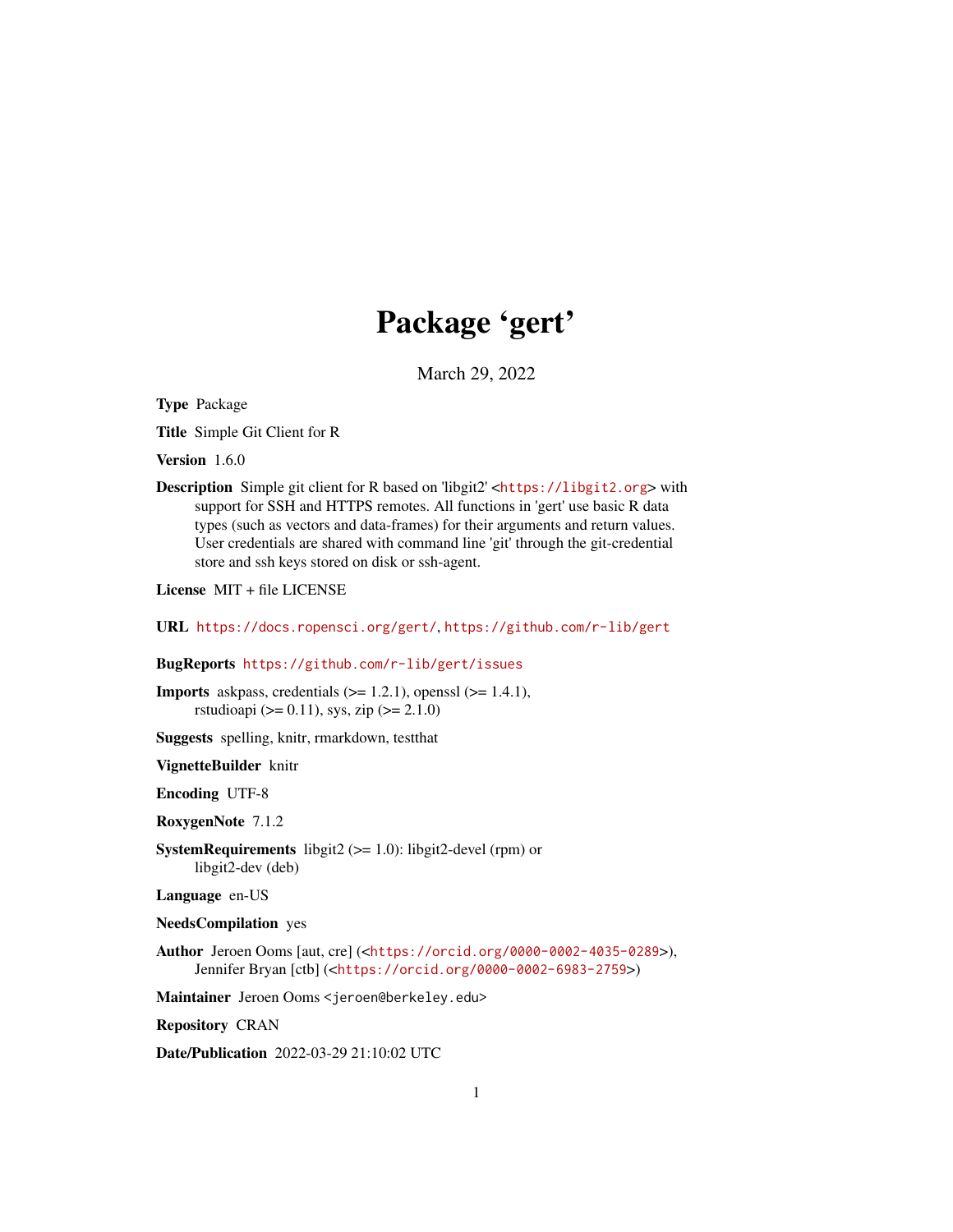# Package 'gert'

March 29, 2022

**Type** Package

**Title** Simple Git Client for R

**Version** 1.6.0

**Description** Simple git client for R based on 'libgit2' <https://libgit2.org> with support for SSH and HTTPS remotes. All functions in 'gert' use basic R data types (such as vectors and data-frames) for their arguments and return values. User credentials are shared with command line 'git' through the git-credential store and ssh keys stored on disk or ssh-agent.

**License** MIT + file LICENSE

**URL** https://docs.ropensci.org/gert/, https://github.com/r-lib/gert

**BugReports** https://github.com/r-lib/gert/issues

**Imports** askpass, credentials (>= 1.2.1), openssl (>= 1.4.1), rstudioapi (>= 0.11), sys, zip (>= 2.1.0)

**Suggests** spelling, knitr, rmarkdown, testthat

**VignetteBuilder** knitr

**Encoding** UTF-8

**RoxygenNote** 7.1.2

**SystemRequirements** libgit2 (>= 1.0): libgit2-devel (rpm) or libgit2-dev (deb)

**Language** en-US

**NeedsCompilation** yes

**Author** Jeroen Ooms [aut, cre] (<https://orcid.org/0000-0002-4035-0289>), Jennifer Bryan [ctb] (<https://orcid.org/0000-0002-6983-2759>)

**Maintainer** Jeroen Ooms <jeroen@berkeley.edu>

**Repository** CRAN

**Date/Publication** 2022-03-29 21:10:02 UTC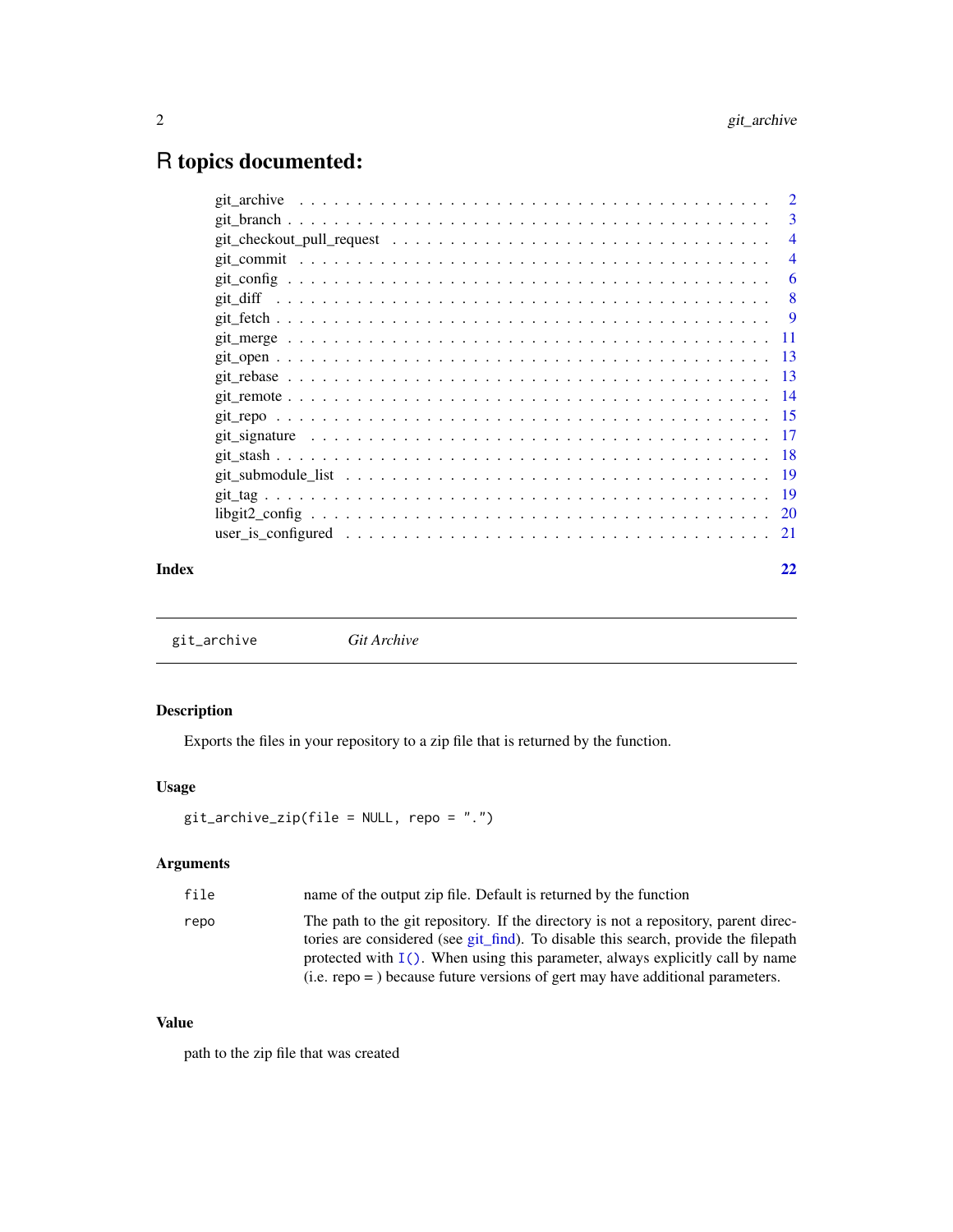# R topics documented:

| | |
|---|---|
| git_archive | 2 |
| git_branch | 3 |
| git_checkout_pull_request | 4 |
| git_commit | 4 |
| git_config | 6 |
| git_diff | 8 |
| git_fetch | 9 |
| git_merge | 11 |
| git_open | 13 |
| git_rebase | 13 |
| git_remote | 14 |
| git_repo | 15 |
| git_signature | 17 |
| git_stash | 18 |
| git_submodule_list | 19 |
| git_tag | 19 |
| libgit2_config | 20 |
| user_is_configured | 21 |
| **Index** | **22** |

---

`git_archive` *Git Archive*

---

### Description

Exports the files in your repository to a zip file that is returned by the function.

### Usage

```
git_archive_zip(file = NULL, repo = ".")
```

### Arguments

| | |
|---|---|
| `file` | name of the output zip file. Default is returned by the function |
| `repo` | The path to the git repository. If the directory is not a repository, parent directories are considered (see git_find). To disable this search, provide the filepath protected with `I()`. When using this parameter, always explicitly call by name (i.e. repo = ) because future versions of gert may have additional parameters. |

### Value

path to the zip file that was created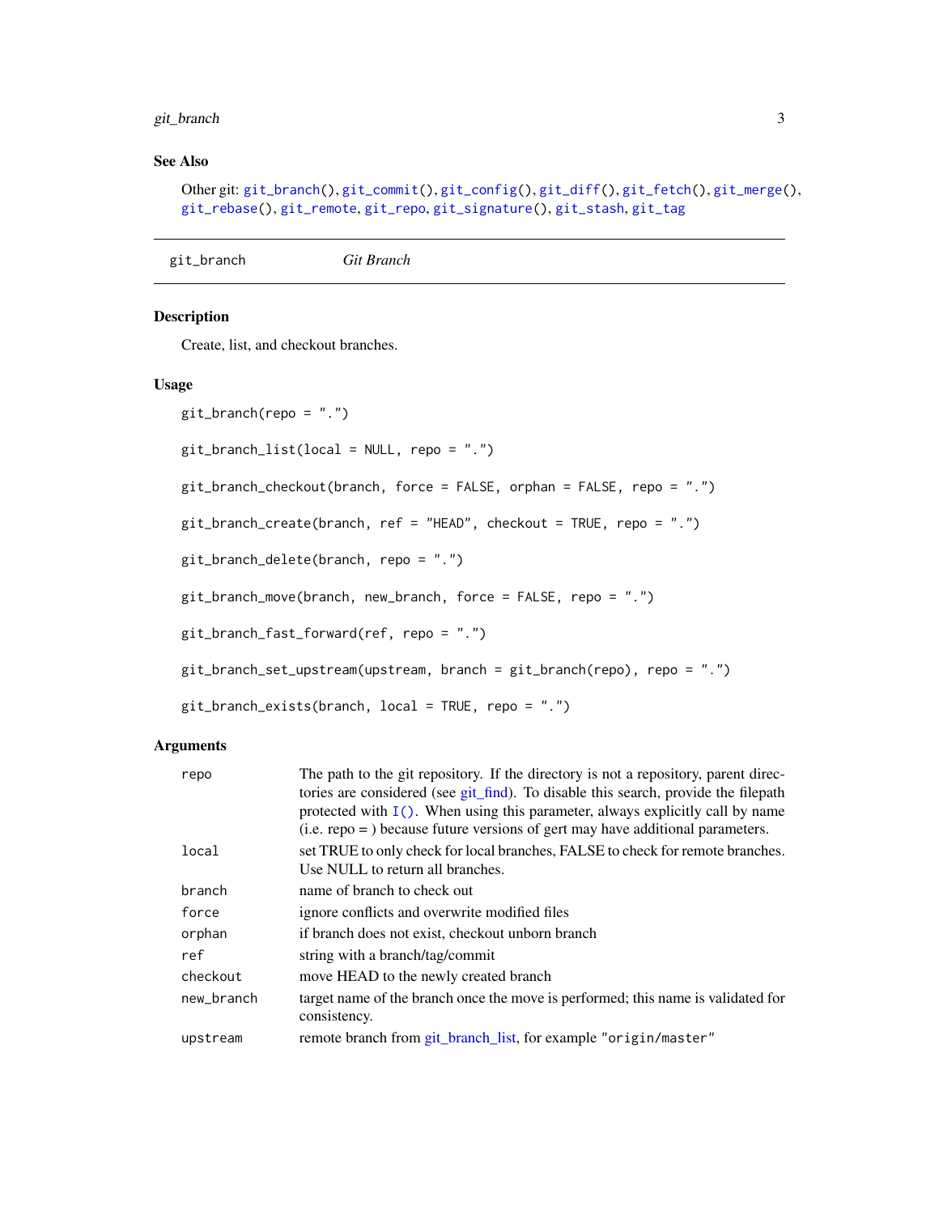### See Also

Other git: git_branch(), git_commit(), git_config(), git_diff(), git_fetch(), git_merge(), git_rebase(), git_remote, git_repo, git_signature(), git_stash, git_tag

---

## git_branch *Git Branch*

### Description

Create, list, and checkout branches.

### Usage

```
git_branch(repo = ".")

git_branch_list(local = NULL, repo = ".")

git_branch_checkout(branch, force = FALSE, orphan = FALSE, repo = ".")

git_branch_create(branch, ref = "HEAD", checkout = TRUE, repo = ".")

git_branch_delete(branch, repo = ".")

git_branch_move(branch, new_branch, force = FALSE, repo = ".")

git_branch_fast_forward(ref, repo = ".")

git_branch_set_upstream(upstream, branch = git_branch(repo), repo = ".")

git_branch_exists(branch, local = TRUE, repo = ".")
```

### Arguments

| | |
|---|---|
| `repo` | The path to the git repository. If the directory is not a repository, parent directories are considered (see git_find). To disable this search, provide the filepath protected with `I()`. When using this parameter, always explicitly call by name (i.e. repo = ) because future versions of gert may have additional parameters. |
| `local` | set TRUE to only check for local branches, FALSE to check for remote branches. Use NULL to return all branches. |
| `branch` | name of branch to check out |
| `force` | ignore conflicts and overwrite modified files |
| `orphan` | if branch does not exist, checkout unborn branch |
| `ref` | string with a branch/tag/commit |
| `checkout` | move HEAD to the newly created branch |
| `new_branch` | target name of the branch once the move is performed; this name is validated for consistency. |
| `upstream` | remote branch from git_branch_list, for example `"origin/master"` |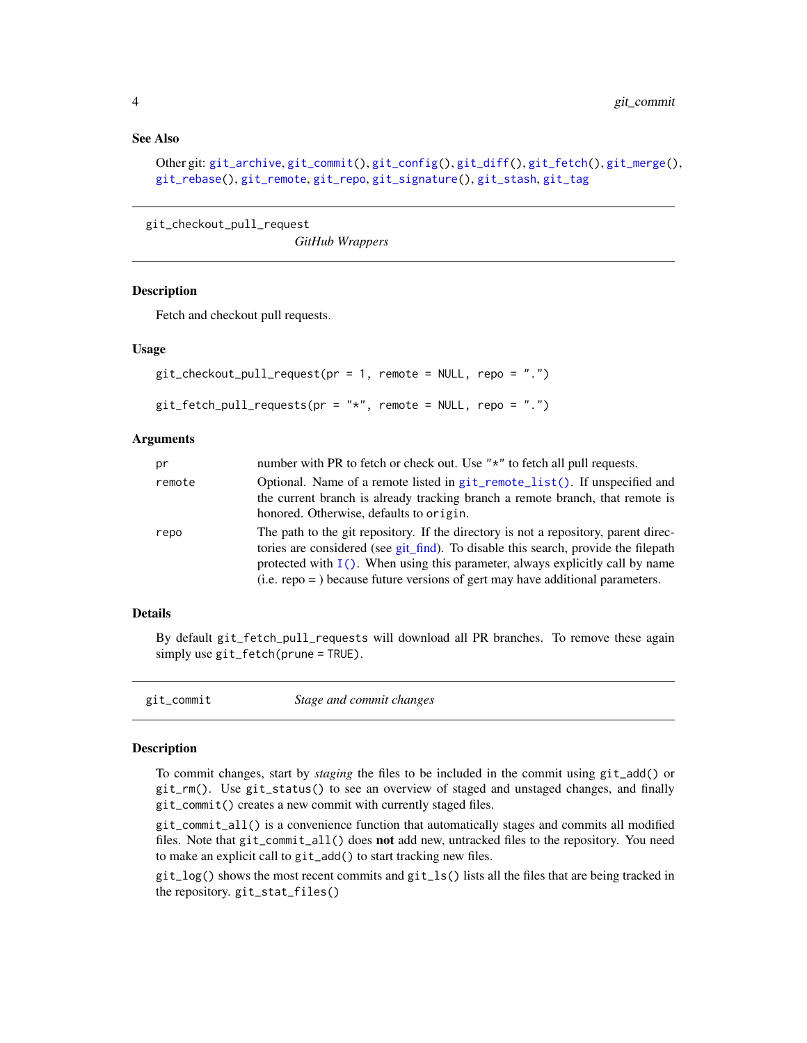### See Also

Other git: `git_archive`, `git_commit()`, `git_config()`, `git_diff()`, `git_fetch()`, `git_merge()`, `git_rebase()`, `git_remote`, `git_repo`, `git_signature()`, `git_stash`, `git_tag`

---

## git_checkout_pull_request — *GitHub Wrappers*

---

### Description

Fetch and checkout pull requests.

### Usage

```
git_checkout_pull_request(pr = 1, remote = NULL, repo = ".")

git_fetch_pull_requests(pr = "*", remote = NULL, repo = ".")
```

### Arguments

| | |
|---|---|
| `pr` | number with PR to fetch or check out. Use `"*"` to fetch all pull requests. |
| `remote` | Optional. Name of a remote listed in `git_remote_list()`. If unspecified and the current branch is already tracking branch a remote branch, that remote is honored. Otherwise, defaults to `origin`. |
| `repo` | The path to the git repository. If the directory is not a repository, parent directories are considered (see git_find). To disable this search, provide the filepath protected with `I()`. When using this parameter, always explicitly call by name (i.e. repo = ) because future versions of gert may have additional parameters. |

### Details

By default `git_fetch_pull_requests` will download all PR branches. To remove these again simply use `git_fetch(prune = TRUE)`.

---

## git_commit — *Stage and commit changes*

---

### Description

To commit changes, start by *staging* the files to be included in the commit using `git_add()` or `git_rm()`. Use `git_status()` to see an overview of staged and unstaged changes, and finally `git_commit()` creates a new commit with currently staged files.

`git_commit_all()` is a convenience function that automatically stages and commits all modified files. Note that `git_commit_all()` does **not** add new, untracked files to the repository. You need to make an explicit call to `git_add()` to start tracking new files.

`git_log()` shows the most recent commits and `git_ls()` lists all the files that are being tracked in the repository. `git_stat_files()`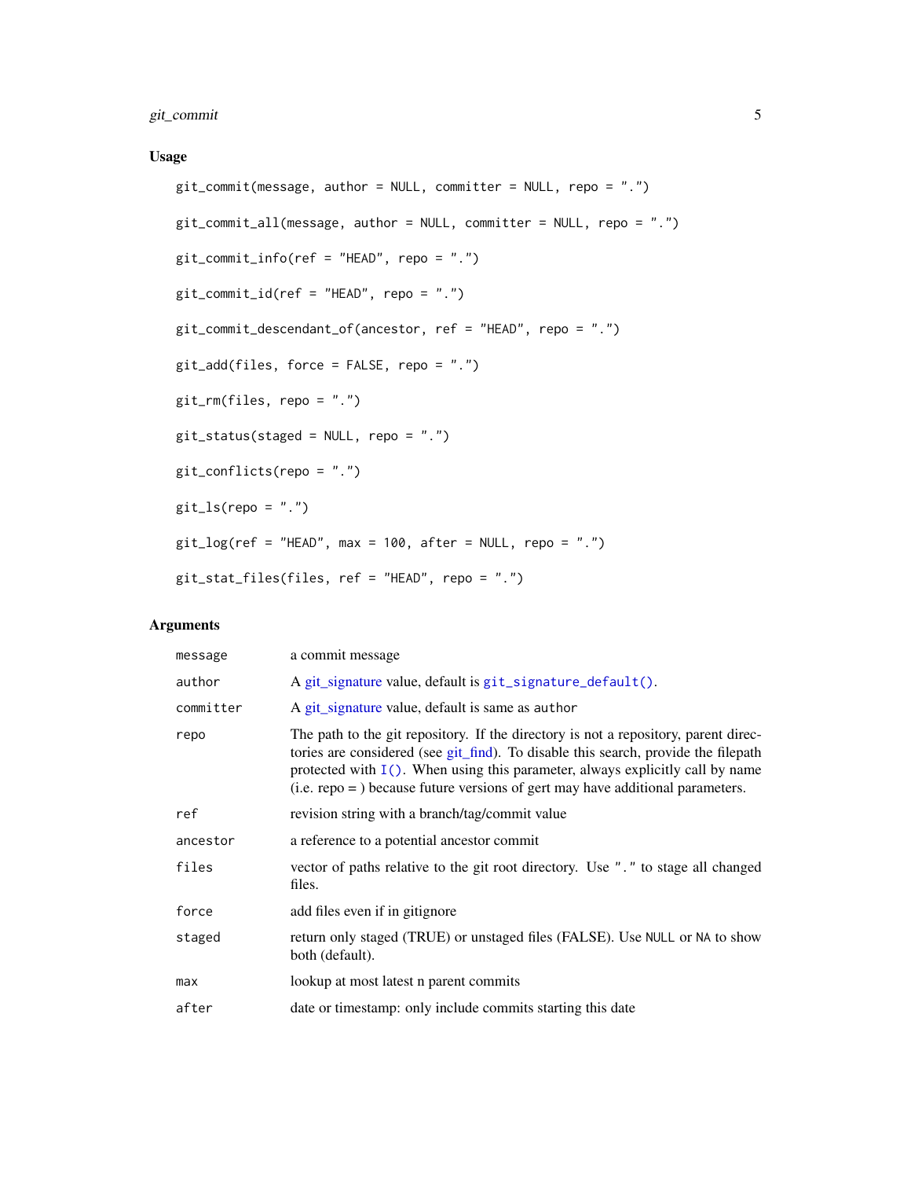### Usage

```
git_commit(message, author = NULL, committer = NULL, repo = ".")

git_commit_all(message, author = NULL, committer = NULL, repo = ".")

git_commit_info(ref = "HEAD", repo = ".")

git_commit_id(ref = "HEAD", repo = ".")

git_commit_descendant_of(ancestor, ref = "HEAD", repo = ".")

git_add(files, force = FALSE, repo = ".")

git_rm(files, repo = ".")

git_status(staged = NULL, repo = ".")

git_conflicts(repo = ".")

git_ls(repo = ".")

git_log(ref = "HEAD", max = 100, after = NULL, repo = ".")

git_stat_files(files, ref = "HEAD", repo = ".")
```

### Arguments

| | |
|---|---|
| `message` | a commit message |
| `author` | A git_signature value, default is `git_signature_default()`. |
| `committer` | A git_signature value, default is same as `author` |
| `repo` | The path to the git repository. If the directory is not a repository, parent directories are considered (see git_find). To disable this search, provide the filepath protected with `I()`. When using this parameter, always explicitly call by name (i.e. repo = ) because future versions of gert may have additional parameters. |
| `ref` | revision string with a branch/tag/commit value |
| `ancestor` | a reference to a potential ancestor commit |
| `files` | vector of paths relative to the git root directory. Use `"."` to stage all changed files. |
| `force` | add files even if in gitignore |
| `staged` | return only staged (TRUE) or unstaged files (FALSE). Use `NULL` or `NA` to show both (default). |
| `max` | lookup at most latest n parent commits |
| `after` | date or timestamp: only include commits starting this date |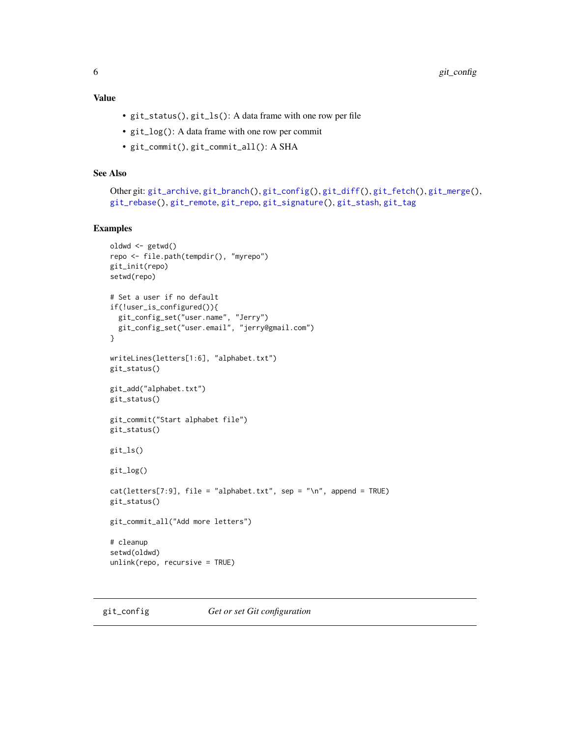### Value

- `git_status()`, `git_ls()`: A data frame with one row per file
- `git_log()`: A data frame with one row per commit
- `git_commit()`, `git_commit_all()`: A SHA

### See Also

Other git: `git_archive`, `git_branch()`, `git_config()`, `git_diff()`, `git_fetch()`, `git_merge()`, `git_rebase()`, `git_remote`, `git_repo`, `git_signature()`, `git_stash`, `git_tag`

### Examples

```
oldwd <- getwd()
repo <- file.path(tempdir(), "myrepo")
git_init(repo)
setwd(repo)

# Set a user if no default
if(!user_is_configured()){
  git_config_set("user.name", "Jerry")
  git_config_set("user.email", "jerry@gmail.com")
}

writeLines(letters[1:6], "alphabet.txt")
git_status()

git_add("alphabet.txt")
git_status()

git_commit("Start alphabet file")
git_status()

git_ls()

git_log()

cat(letters[7:9], file = "alphabet.txt", sep = "\n", append = TRUE)
git_status()

git_commit_all("Add more letters")

# cleanup
setwd(oldwd)
unlink(repo, recursive = TRUE)
```

---

## git_config    *Get or set Git configuration*

---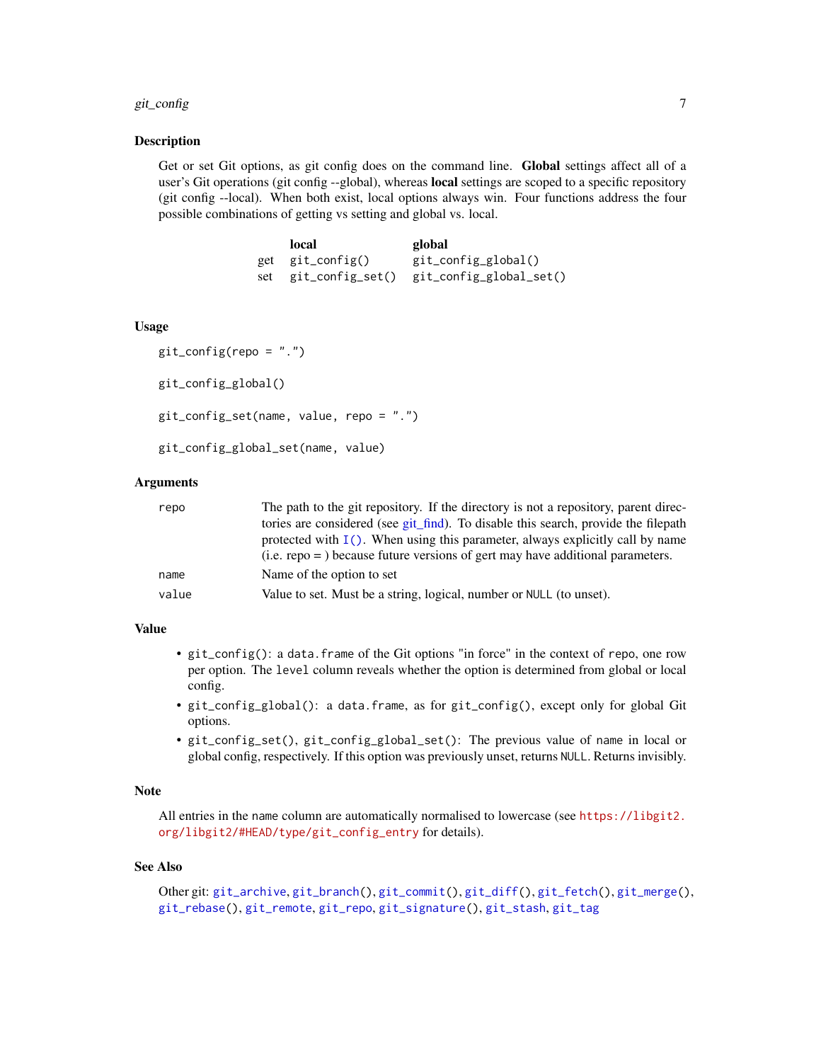## Description

Get or set Git options, as git config does on the command line. **Global** settings affect all of a user's Git operations (git config --global), whereas **local** settings are scoped to a specific repository (git config --local). When both exist, local options always win. Four functions address the four possible combinations of getting vs setting and global vs. local.

| | **local** | **global** |
|---|---|---|
| get | `git_config()` | `git_config_global()` |
| set | `git_config_set()` | `git_config_global_set()` |

## Usage

```
git_config(repo = ".")

git_config_global()

git_config_set(name, value, repo = ".")

git_config_global_set(name, value)
```

## Arguments

| | |
|---|---|
| `repo` | The path to the git repository. If the directory is not a repository, parent directories are considered (see git_find). To disable this search, provide the filepath protected with `I()`. When using this parameter, always explicitly call by name (i.e. repo = ) because future versions of gert may have additional parameters. |
| `name` | Name of the option to set |
| `value` | Value to set. Must be a string, logical, number or `NULL` (to unset). |

## Value

- `git_config()`: a `data.frame` of the Git options "in force" in the context of `repo`, one row per option. The `level` column reveals whether the option is determined from global or local config.
- `git_config_global()`: a `data.frame`, as for `git_config()`, except only for global Git options.
- `git_config_set()`, `git_config_global_set()`: The previous value of `name` in local or global config, respectively. If this option was previously unset, returns `NULL`. Returns invisibly.

## Note

All entries in the `name` column are automatically normalised to lowercase (see https://libgit2.org/libgit2/#HEAD/type/git_config_entry for details).

## See Also

Other git: `git_archive`, `git_branch()`, `git_commit()`, `git_diff()`, `git_fetch()`, `git_merge()`, `git_rebase()`, `git_remote`, `git_repo`, `git_signature()`, `git_stash`, `git_tag`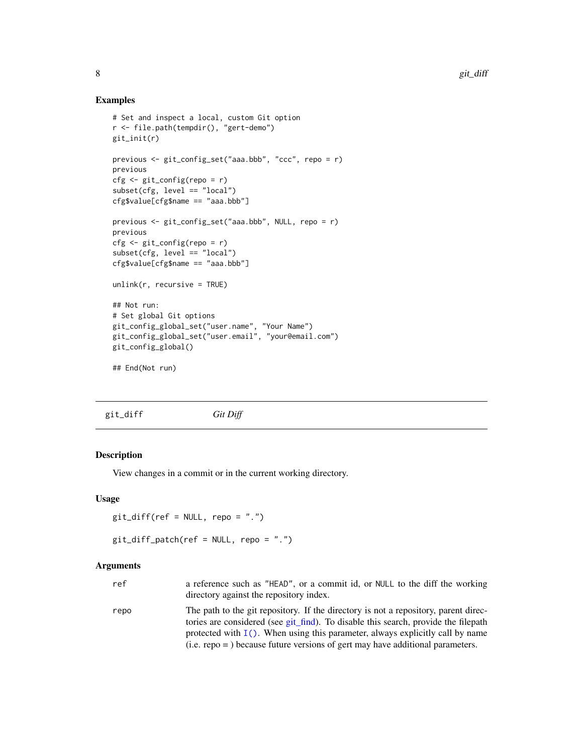## Examples

```
# Set and inspect a local, custom Git option
r <- file.path(tempdir(), "gert-demo")
git_init(r)

previous <- git_config_set("aaa.bbb", "ccc", repo = r)
previous
cfg <- git_config(repo = r)
subset(cfg, level == "local")
cfg$value[cfg$name == "aaa.bbb"]

previous <- git_config_set("aaa.bbb", NULL, repo = r)
previous
cfg <- git_config(repo = r)
subset(cfg, level == "local")
cfg$value[cfg$name == "aaa.bbb"]

unlink(r, recursive = TRUE)

## Not run:
# Set global Git options
git_config_global_set("user.name", "Your Name")
git_config_global_set("user.email", "your@email.com")
git_config_global()

## End(Not run)
```

---

# git_diff    *Git Diff*

---

## Description

View changes in a commit or in the current working directory.

## Usage

```
git_diff(ref = NULL, repo = ".")

git_diff_patch(ref = NULL, repo = ".")
```

## Arguments

| | |
|---|---|
| ref | a reference such as "HEAD", or a commit id, or NULL to the diff the working directory against the repository index. |
| repo | The path to the git repository. If the directory is not a repository, parent directories are considered (see git_find). To disable this search, provide the filepath protected with I(). When using this parameter, always explicitly call by name (i.e. repo = ) because future versions of gert may have additional parameters. |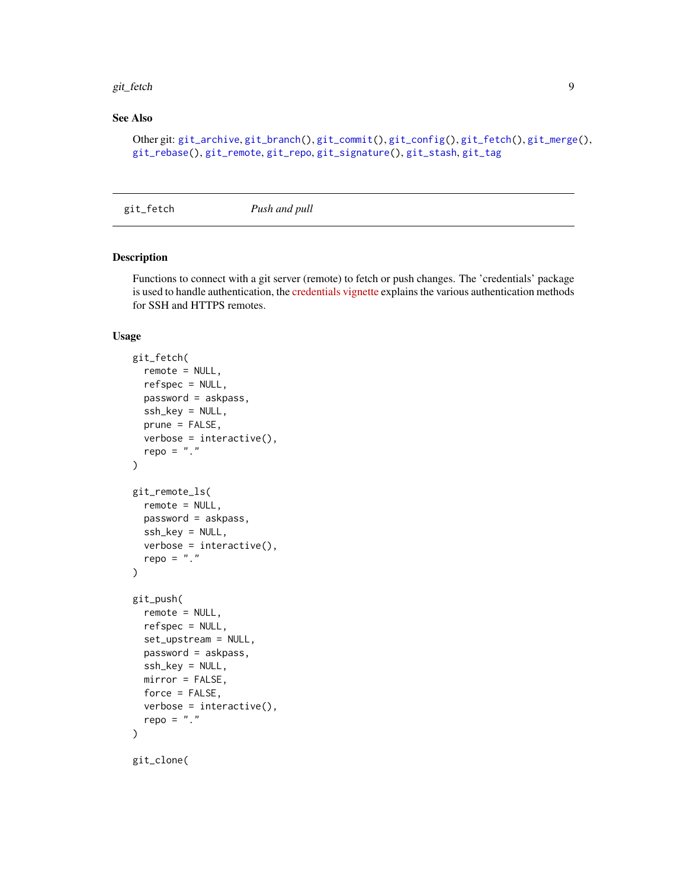## See Also

Other git: git_archive, git_branch(), git_commit(), git_config(), git_fetch(), git_merge(), git_rebase(), git_remote, git_repo, git_signature(), git_stash, git_tag

---

git_fetch *Push and pull*

---

## Description

Functions to connect with a git server (remote) to fetch or push changes. The 'credentials' package is used to handle authentication, the credentials vignette explains the various authentication methods for SSH and HTTPS remotes.

## Usage

```
git_fetch(
  remote = NULL,
  refspec = NULL,
  password = askpass,
  ssh_key = NULL,
  prune = FALSE,
  verbose = interactive(),
  repo = "."
)

git_remote_ls(
  remote = NULL,
  password = askpass,
  ssh_key = NULL,
  verbose = interactive(),
  repo = "."
)

git_push(
  remote = NULL,
  refspec = NULL,
  set_upstream = NULL,
  password = askpass,
  ssh_key = NULL,
  mirror = FALSE,
  force = FALSE,
  verbose = interactive(),
  repo = "."
)

git_clone(
```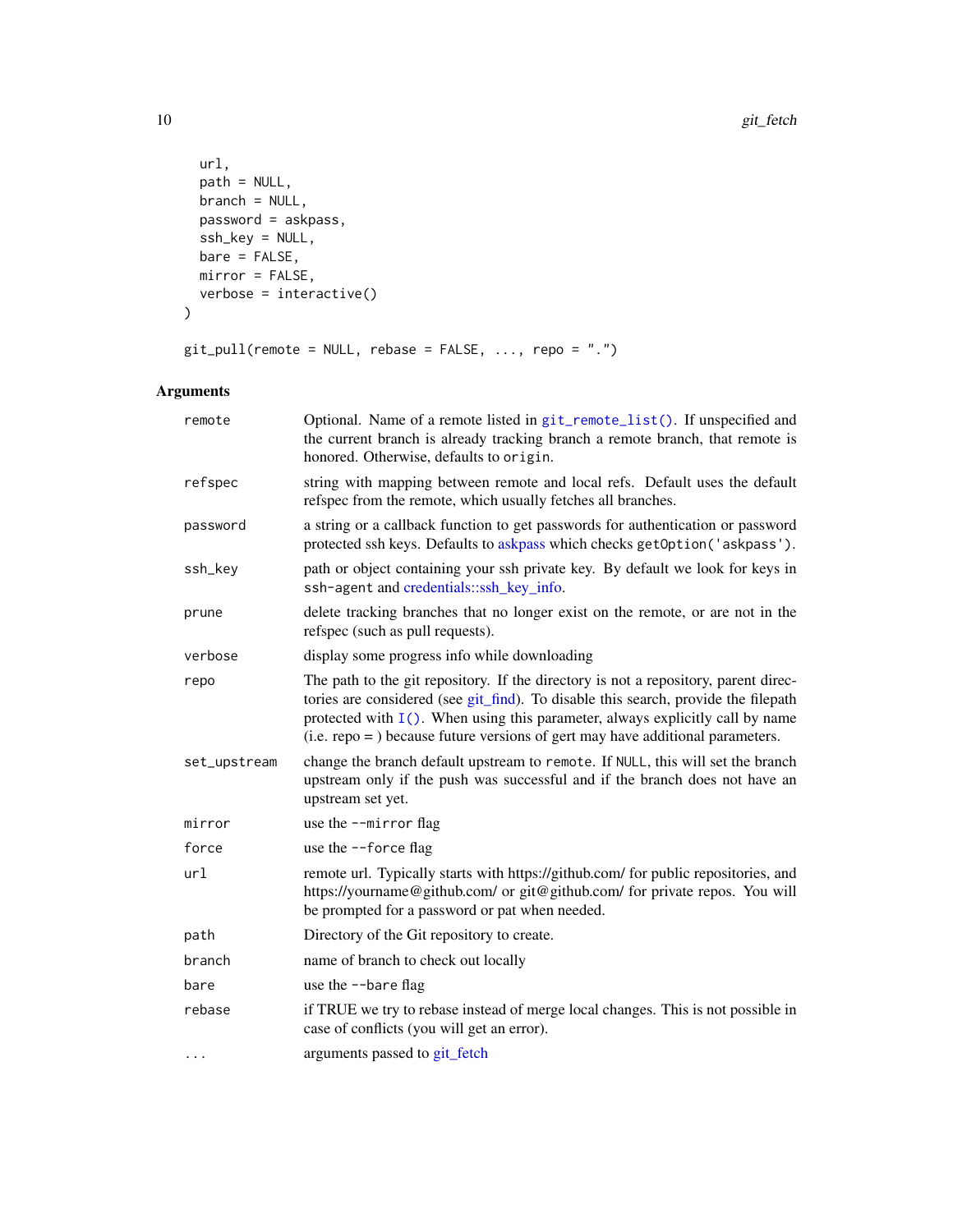```
  url,
  path = NULL,
  branch = NULL,
  password = askpass,
  ssh_key = NULL,
  bare = FALSE,
  mirror = FALSE,
  verbose = interactive()
)

git_pull(remote = NULL, rebase = FALSE, ..., repo = ".")
```

## Arguments

| | |
|---|---|
| `remote` | Optional. Name of a remote listed in `git_remote_list()`. If unspecified and the current branch is already tracking branch a remote branch, that remote is honored. Otherwise, defaults to `origin`. |
| `refspec` | string with mapping between remote and local refs. Default uses the default refspec from the remote, which usually fetches all branches. |
| `password` | a string or a callback function to get passwords for authentication or password protected ssh keys. Defaults to askpass which checks `getOption('askpass')`. |
| `ssh_key` | path or object containing your ssh private key. By default we look for keys in `ssh-agent` and credentials::ssh_key_info. |
| `prune` | delete tracking branches that no longer exist on the remote, or are not in the refspec (such as pull requests). |
| `verbose` | display some progress info while downloading |
| `repo` | The path to the git repository. If the directory is not a repository, parent directories are considered (see git_find). To disable this search, provide the filepath protected with `I()`. When using this parameter, always explicitly call by name (i.e. repo = ) because future versions of gert may have additional parameters. |
| `set_upstream` | change the branch default upstream to `remote`. If `NULL`, this will set the branch upstream only if the push was successful and if the branch does not have an upstream set yet. |
| `mirror` | use the `--mirror` flag |
| `force` | use the `--force` flag |
| `url` | remote url. Typically starts with https://github.com/ for public repositories, and https://yourname@github.com/ or git@github.com/ for private repos. You will be prompted for a password or pat when needed. |
| `path` | Directory of the Git repository to create. |
| `branch` | name of branch to check out locally |
| `bare` | use the `--bare` flag |
| `rebase` | if TRUE we try to rebase instead of merge local changes. This is not possible in case of conflicts (you will get an error). |
| `...` | arguments passed to git_fetch |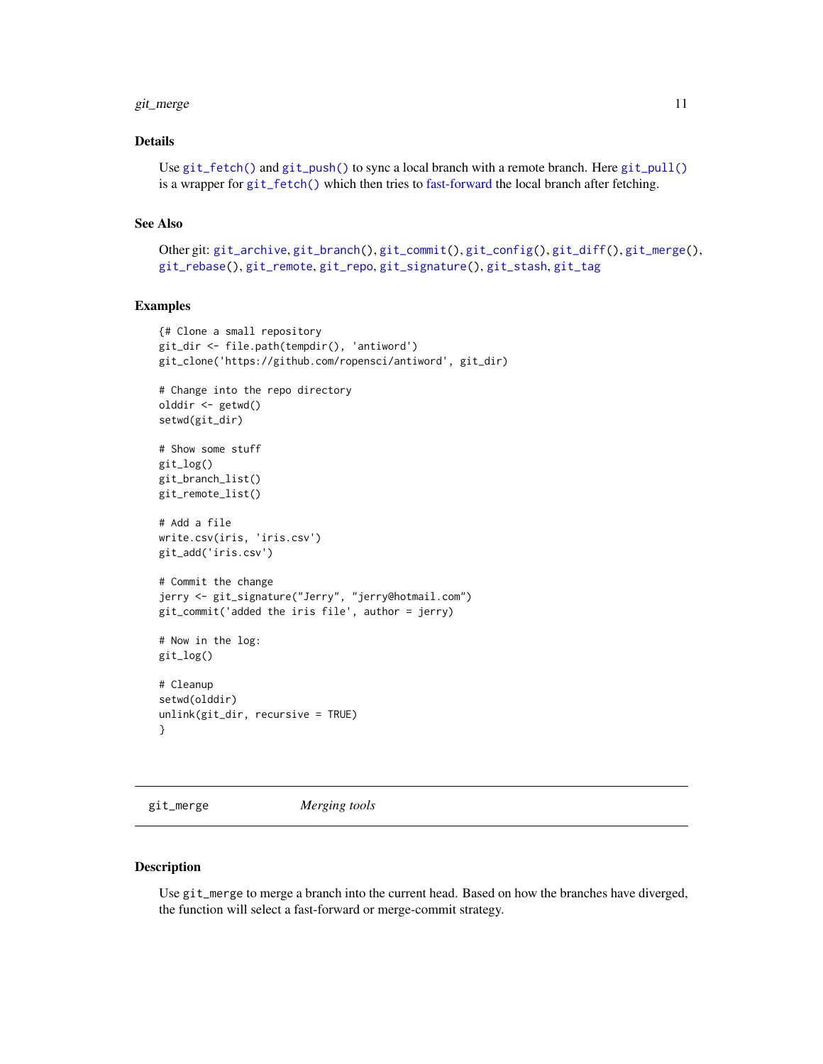### Details

Use `git_fetch()` and `git_push()` to sync a local branch with a remote branch. Here `git_pull()` is a wrapper for `git_fetch()` which then tries to fast-forward the local branch after fetching.

### See Also

Other git: `git_archive`, `git_branch()`, `git_commit()`, `git_config()`, `git_diff()`, `git_merge()`, `git_rebase()`, `git_remote`, `git_repo`, `git_signature()`, `git_stash`, `git_tag`

### Examples

```
{# Clone a small repository
git_dir <- file.path(tempdir(), 'antiword')
git_clone('https://github.com/ropensci/antiword', git_dir)

# Change into the repo directory
olddir <- getwd()
setwd(git_dir)

# Show some stuff
git_log()
git_branch_list()
git_remote_list()

# Add a file
write.csv(iris, 'iris.csv')
git_add('iris.csv')

# Commit the change
jerry <- git_signature("Jerry", "jerry@hotmail.com")
git_commit('added the iris file', author = jerry)

# Now in the log:
git_log()

# Cleanup
setwd(olddir)
unlink(git_dir, recursive = TRUE)
}
```

---

## git_merge *Merging tools*

### Description

Use `git_merge` to merge a branch into the current head. Based on how the branches have diverged, the function will select a fast-forward or merge-commit strategy.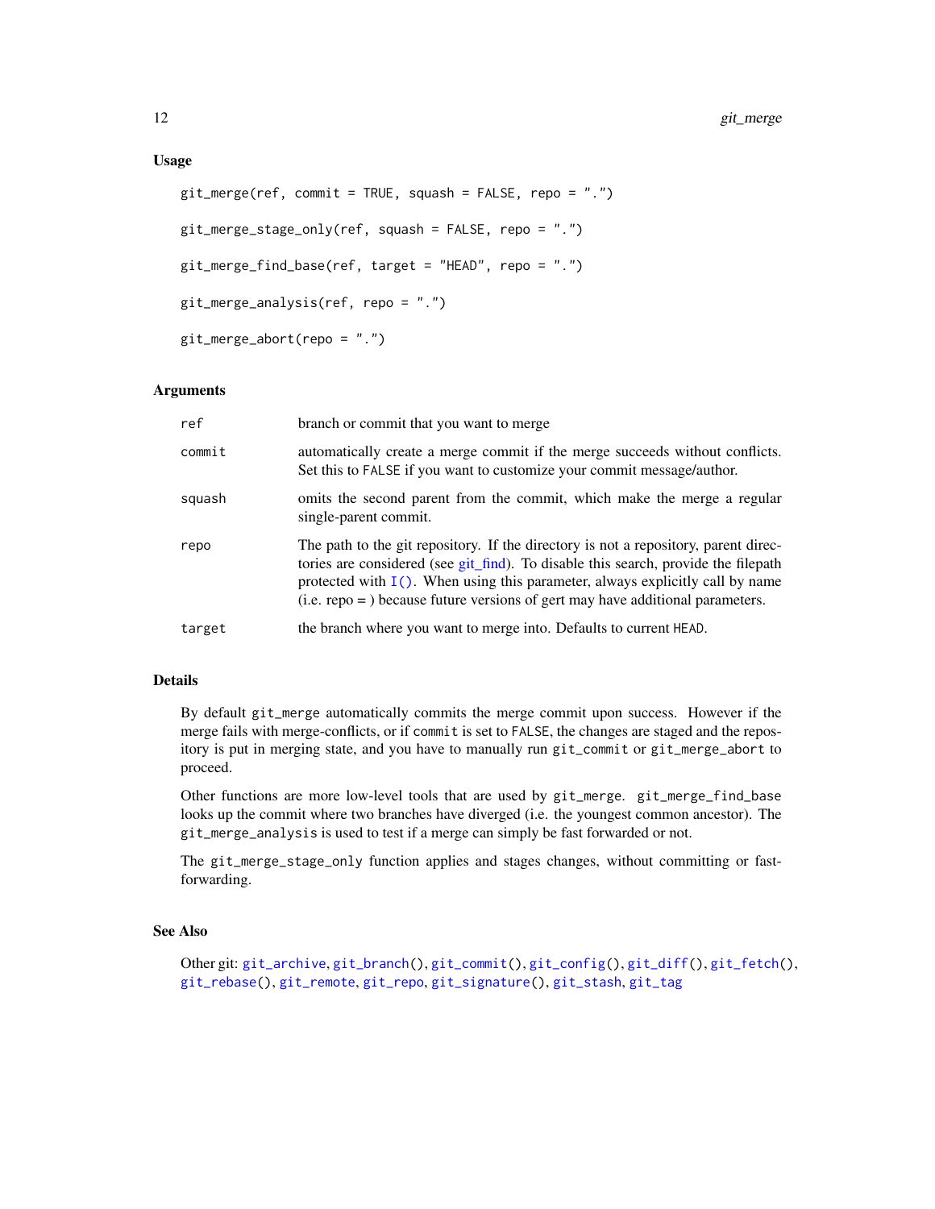### Usage

```
git_merge(ref, commit = TRUE, squash = FALSE, repo = ".")

git_merge_stage_only(ref, squash = FALSE, repo = ".")

git_merge_find_base(ref, target = "HEAD", repo = ".")

git_merge_analysis(ref, repo = ".")

git_merge_abort(repo = ".")
```

### Arguments

| | |
|---|---|
| `ref` | branch or commit that you want to merge |
| `commit` | automatically create a merge commit if the merge succeeds without conflicts. Set this to `FALSE` if you want to customize your commit message/author. |
| `squash` | omits the second parent from the commit, which make the merge a regular single-parent commit. |
| `repo` | The path to the git repository. If the directory is not a repository, parent directories are considered (see git_find). To disable this search, provide the filepath protected with `I()`. When using this parameter, always explicitly call by name (i.e. repo = ) because future versions of gert may have additional parameters. |
| `target` | the branch where you want to merge into. Defaults to current `HEAD`. |

### Details

By default `git_merge` automatically commits the merge commit upon success. However if the merge fails with merge-conflicts, or if `commit` is set to `FALSE`, the changes are staged and the repository is put in merging state, and you have to manually run `git_commit` or `git_merge_abort` to proceed.

Other functions are more low-level tools that are used by `git_merge`. `git_merge_find_base` looks up the commit where two branches have diverged (i.e. the youngest common ancestor). The `git_merge_analysis` is used to test if a merge can simply be fast forwarded or not.

The `git_merge_stage_only` function applies and stages changes, without committing or fast-forwarding.

### See Also

Other git: `git_archive`, `git_branch()`, `git_commit()`, `git_config()`, `git_diff()`, `git_fetch()`, `git_rebase()`, `git_remote`, `git_repo`, `git_signature()`, `git_stash`, `git_tag`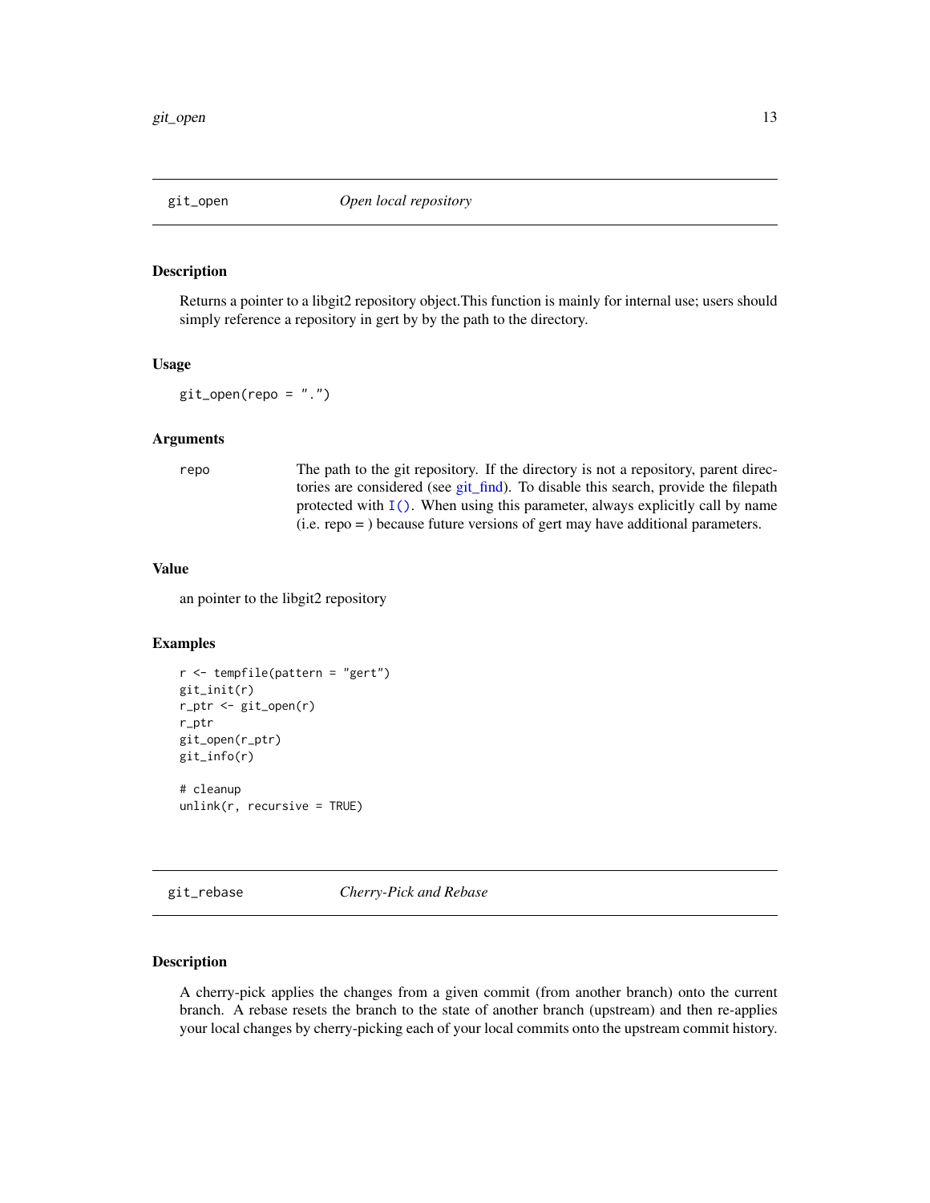## git_open *Open local repository*

### Description

Returns a pointer to a libgit2 repository object.This function is mainly for internal use; users should simply reference a repository in gert by by the path to the directory.

### Usage

```
git_open(repo = ".")
```

### Arguments

| | |
|---|---|
| repo | The path to the git repository. If the directory is not a repository, parent directories are considered (see git_find). To disable this search, provide the filepath protected with `I()`. When using this parameter, always explicitly call by name (i.e. repo = ) because future versions of gert may have additional parameters. |

### Value

an pointer to the libgit2 repository

### Examples

```
r <- tempfile(pattern = "gert")
git_init(r)
r_ptr <- git_open(r)
r_ptr
git_open(r_ptr)
git_info(r)

# cleanup
unlink(r, recursive = TRUE)
```

## git_rebase *Cherry-Pick and Rebase*

### Description

A cherry-pick applies the changes from a given commit (from another branch) onto the current branch. A rebase resets the branch to the state of another branch (upstream) and then re-applies your local changes by cherry-picking each of your local commits onto the upstream commit history.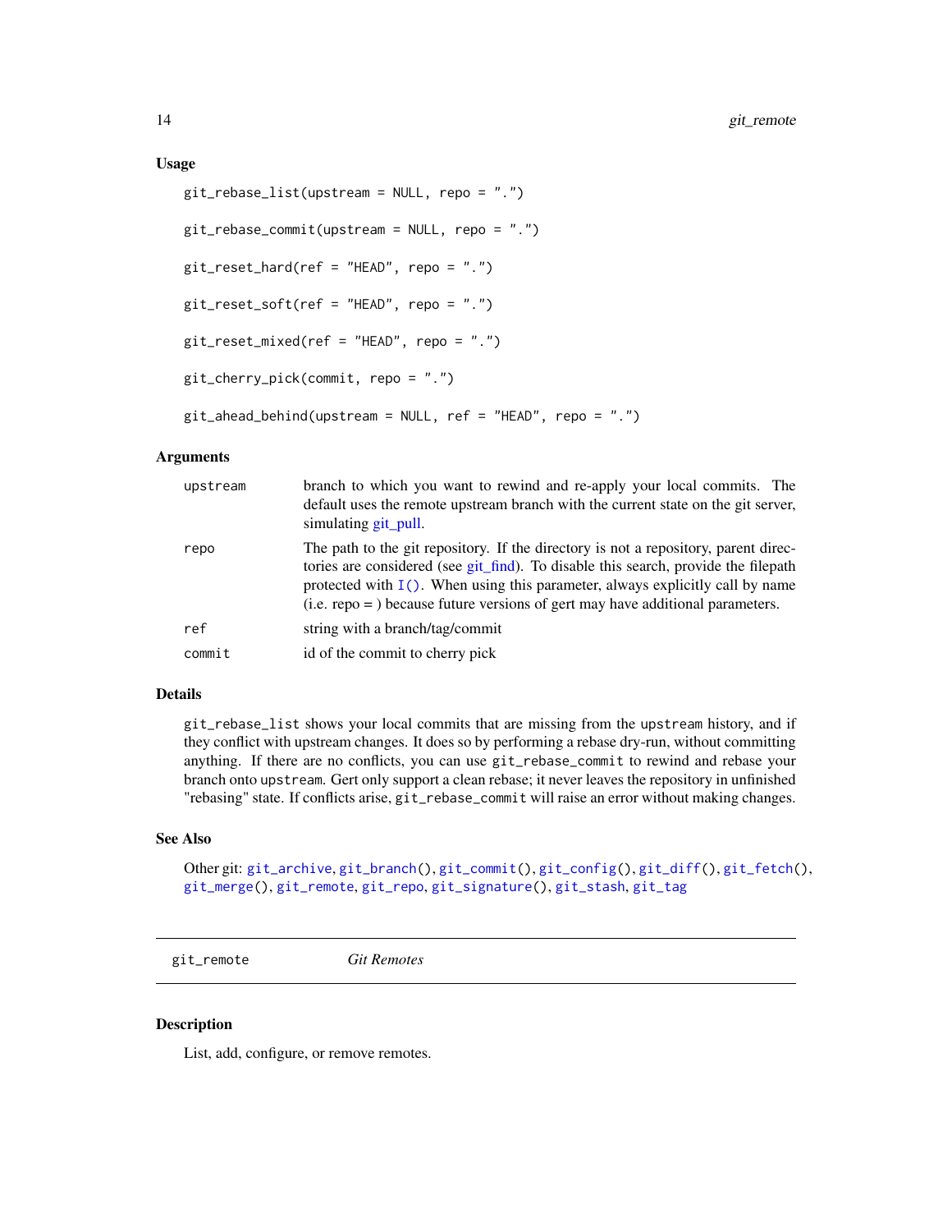### Usage

```
git_rebase_list(upstream = NULL, repo = ".")

git_rebase_commit(upstream = NULL, repo = ".")

git_reset_hard(ref = "HEAD", repo = ".")

git_reset_soft(ref = "HEAD", repo = ".")

git_reset_mixed(ref = "HEAD", repo = ".")

git_cherry_pick(commit, repo = ".")

git_ahead_behind(upstream = NULL, ref = "HEAD", repo = ".")
```

### Arguments

| | |
|---|---|
| `upstream` | branch to which you want to rewind and re-apply your local commits. The default uses the remote upstream branch with the current state on the git server, simulating git_pull. |
| `repo` | The path to the git repository. If the directory is not a repository, parent directories are considered (see git_find). To disable this search, provide the filepath protected with `I()`. When using this parameter, always explicitly call by name (i.e. repo = ) because future versions of gert may have additional parameters. |
| `ref` | string with a branch/tag/commit |
| `commit` | id of the commit to cherry pick |

### Details

`git_rebase_list` shows your local commits that are missing from the `upstream` history, and if they conflict with upstream changes. It does so by performing a rebase dry-run, without committing anything. If there are no conflicts, you can use `git_rebase_commit` to rewind and rebase your branch onto `upstream`. Gert only support a clean rebase; it never leaves the repository in unfinished "rebasing" state. If conflicts arise, `git_rebase_commit` will raise an error without making changes.

### See Also

Other git: `git_archive`, `git_branch()`, `git_commit()`, `git_config()`, `git_diff()`, `git_fetch()`, `git_merge()`, `git_remote`, `git_repo`, `git_signature()`, `git_stash`, `git_tag`

---

## git_remote — *Git Remotes*

### Description

List, add, configure, or remove remotes.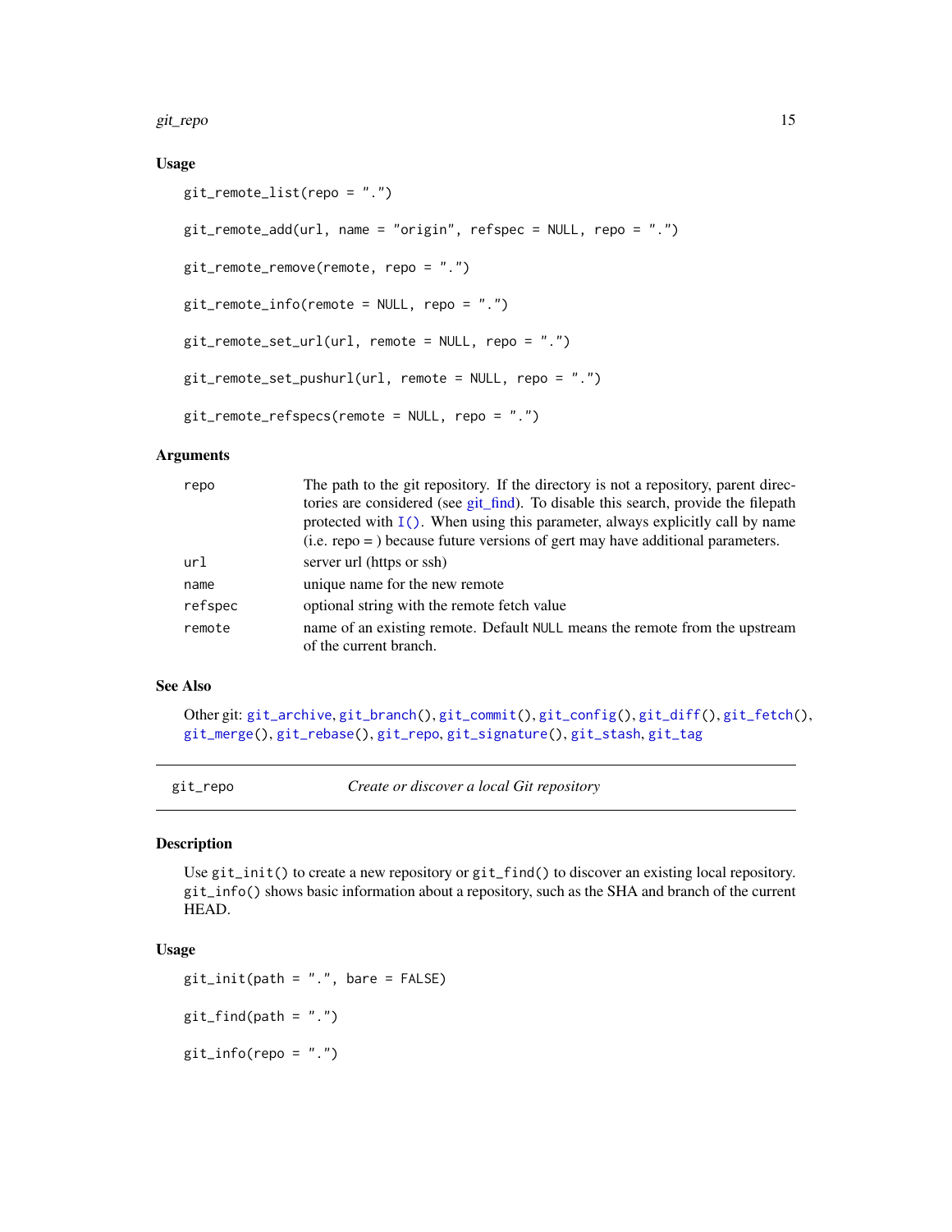### Usage

```
git_remote_list(repo = ".")

git_remote_add(url, name = "origin", refspec = NULL, repo = ".")

git_remote_remove(remote, repo = ".")

git_remote_info(remote = NULL, repo = ".")

git_remote_set_url(url, remote = NULL, repo = ".")

git_remote_set_pushurl(url, remote = NULL, repo = ".")

git_remote_refspecs(remote = NULL, repo = ".")
```

### Arguments

| | |
|---|---|
| `repo` | The path to the git repository. If the directory is not a repository, parent directories are considered (see git_find). To disable this search, provide the filepath protected with `I()`. When using this parameter, always explicitly call by name (i.e. repo = ) because future versions of gert may have additional parameters. |
| `url` | server url (https or ssh) |
| `name` | unique name for the new remote |
| `refspec` | optional string with the remote fetch value |
| `remote` | name of an existing remote. Default `NULL` means the remote from the upstream of the current branch. |

### See Also

Other git: `git_archive`, `git_branch()`, `git_commit()`, `git_config()`, `git_diff()`, `git_fetch()`, `git_merge()`, `git_rebase()`, `git_repo`, `git_signature()`, `git_stash`, `git_tag`

---

## git_repo — *Create or discover a local Git repository*

### Description

Use `git_init()` to create a new repository or `git_find()` to discover an existing local repository. `git_info()` shows basic information about a repository, such as the SHA and branch of the current HEAD.

### Usage

```
git_init(path = ".", bare = FALSE)

git_find(path = ".")

git_info(repo = ".")
```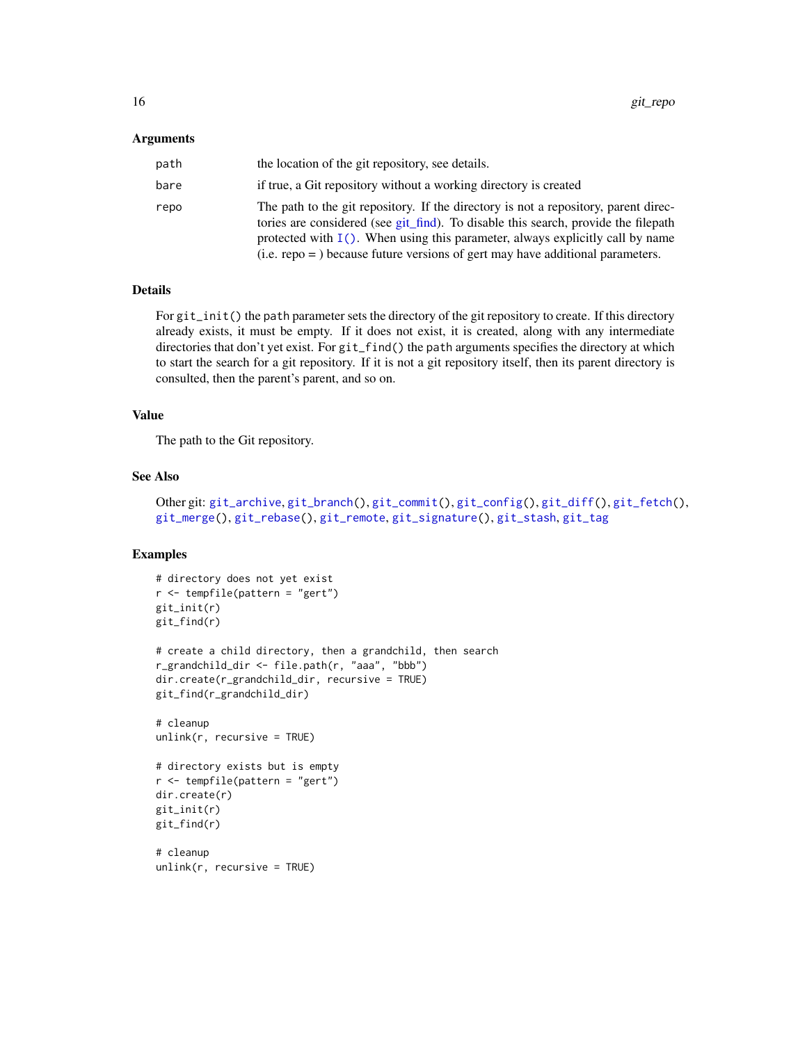### Arguments

| | |
|---|---|
| `path` | the location of the git repository, see details. |
| `bare` | if true, a Git repository without a working directory is created |
| `repo` | The path to the git repository. If the directory is not a repository, parent directories are considered (see git_find). To disable this search, provide the filepath protected with `I()`. When using this parameter, always explicitly call by name (i.e. repo = ) because future versions of gert may have additional parameters. |

### Details

For `git_init()` the `path` parameter sets the directory of the git repository to create. If this directory already exists, it must be empty. If it does not exist, it is created, along with any intermediate directories that don't yet exist. For `git_find()` the `path` arguments specifies the directory at which to start the search for a git repository. If it is not a git repository itself, then its parent directory is consulted, then the parent's parent, and so on.

### Value

The path to the Git repository.

### See Also

Other git: `git_archive`, `git_branch()`, `git_commit()`, `git_config()`, `git_diff()`, `git_fetch()`, `git_merge()`, `git_rebase()`, `git_remote`, `git_signature()`, `git_stash`, `git_tag`

### Examples

```
# directory does not yet exist
r <- tempfile(pattern = "gert")
git_init(r)
git_find(r)

# create a child directory, then a grandchild, then search
r_grandchild_dir <- file.path(r, "aaa", "bbb")
dir.create(r_grandchild_dir, recursive = TRUE)
git_find(r_grandchild_dir)

# cleanup
unlink(r, recursive = TRUE)

# directory exists but is empty
r <- tempfile(pattern = "gert")
dir.create(r)
git_init(r)
git_find(r)

# cleanup
unlink(r, recursive = TRUE)
```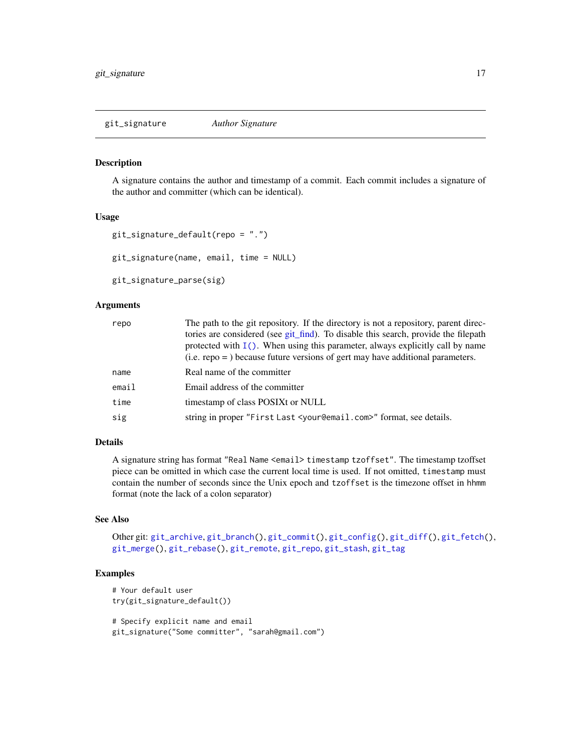## git_signature *Author Signature*

### Description

A signature contains the author and timestamp of a commit. Each commit includes a signature of the author and committer (which can be identical).

### Usage

```
git_signature_default(repo = ".")

git_signature(name, email, time = NULL)

git_signature_parse(sig)
```

### Arguments

| | |
|---|---|
| `repo` | The path to the git repository. If the directory is not a repository, parent directories are considered (see git_find). To disable this search, provide the filepath protected with `I()`. When using this parameter, always explicitly call by name (i.e. repo = ) because future versions of gert may have additional parameters. |
| `name` | Real name of the committer |
| `email` | Email address of the committer |
| `time` | timestamp of class POSIXt or NULL |
| `sig` | string in proper `"First Last <your@email.com>"` format, see details. |

### Details

A signature string has format `"Real Name <email> timestamp tzoffset"`. The timestamp tzoffset piece can be omitted in which case the current local time is used. If not omitted, `timestamp` must contain the number of seconds since the Unix epoch and `tzoffset` is the timezone offset in `hhmm` format (note the lack of a colon separator)

### See Also

Other git: `git_archive`, `git_branch()`, `git_commit()`, `git_config()`, `git_diff()`, `git_fetch()`, `git_merge()`, `git_rebase()`, `git_remote`, `git_repo`, `git_stash`, `git_tag`

### Examples

```
# Your default user
try(git_signature_default())

# Specify explicit name and email
git_signature("Some committer", "sarah@gmail.com")
```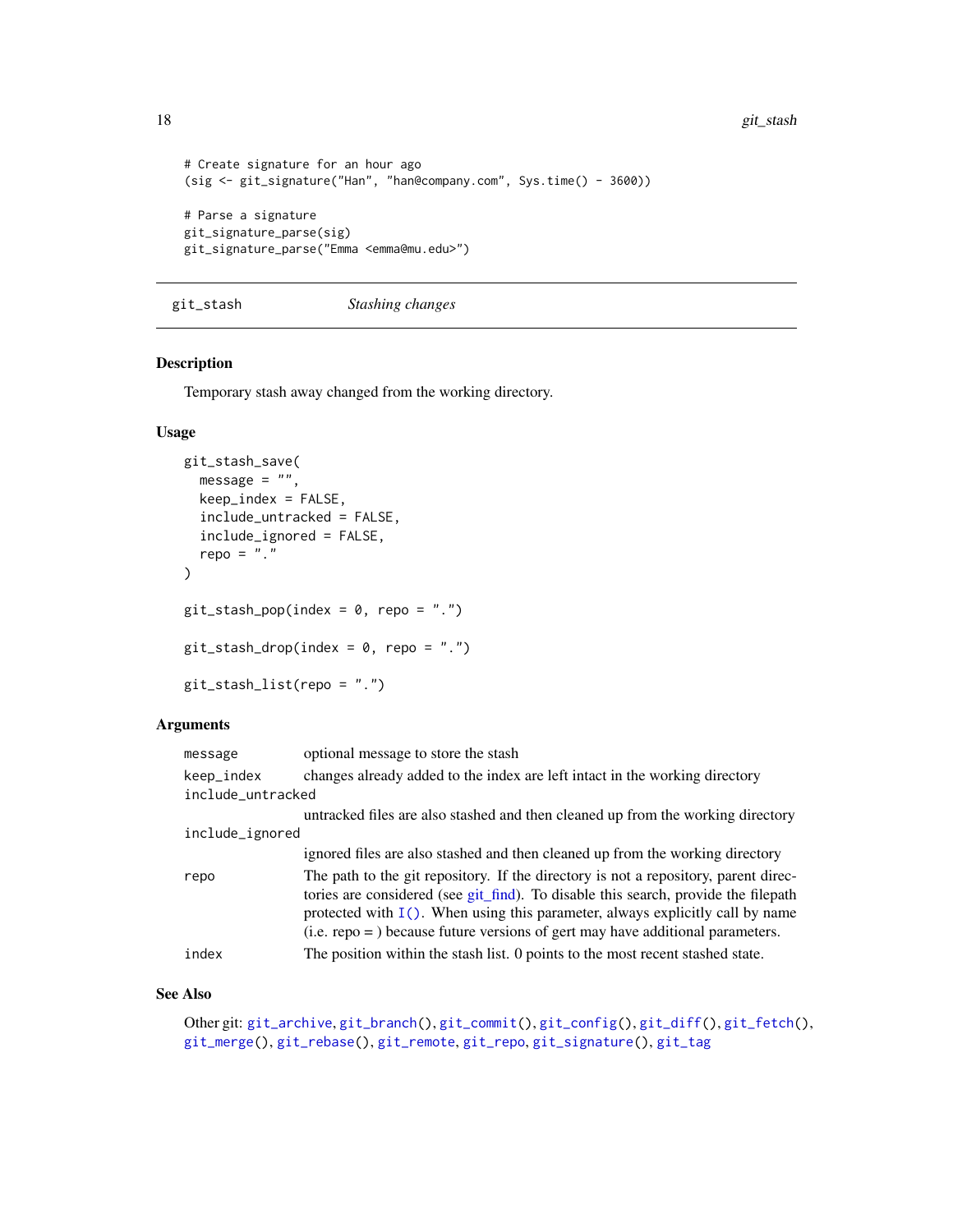```
# Create signature for an hour ago
(sig <- git_signature("Han", "han@company.com", Sys.time() - 3600))

# Parse a signature
git_signature_parse(sig)
git_signature_parse("Emma <emma@mu.edu>")
```

## git_stash *Stashing changes*

### Description

Temporary stash away changed from the working directory.

### Usage

```
git_stash_save(
  message = "",
  keep_index = FALSE,
  include_untracked = FALSE,
  include_ignored = FALSE,
  repo = "."
)

git_stash_pop(index = 0, repo = ".")

git_stash_drop(index = 0, repo = ".")

git_stash_list(repo = ".")
```

### Arguments

| | |
|---|---|
| message | optional message to store the stash |
| keep_index | changes already added to the index are left intact in the working directory |
| include_untracked | untracked files are also stashed and then cleaned up from the working directory |
| include_ignored | ignored files are also stashed and then cleaned up from the working directory |
| repo | The path to the git repository. If the directory is not a repository, parent directories are considered (see git_find). To disable this search, provide the filepath protected with I(). When using this parameter, always explicitly call by name (i.e. repo = ) because future versions of gert may have additional parameters. |
| index | The position within the stash list. 0 points to the most recent stashed state. |

### See Also

Other git: git_archive, git_branch(), git_commit(), git_config(), git_diff(), git_fetch(), git_merge(), git_rebase(), git_remote, git_repo, git_signature(), git_tag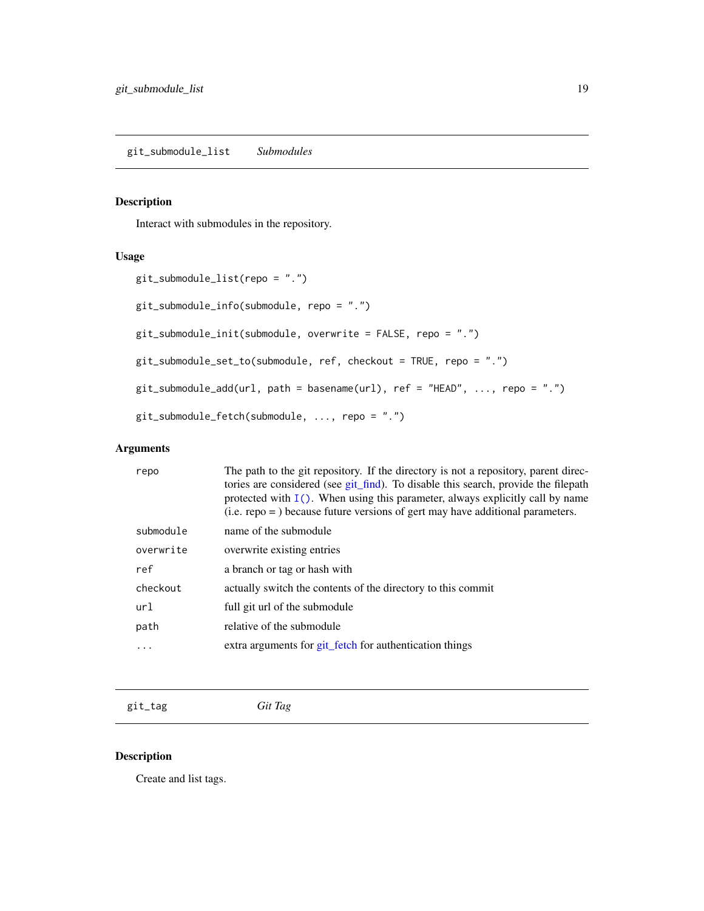## git_submodule_list *Submodules*

### Description

Interact with submodules in the repository.

### Usage

```
git_submodule_list(repo = ".")

git_submodule_info(submodule, repo = ".")

git_submodule_init(submodule, overwrite = FALSE, repo = ".")

git_submodule_set_to(submodule, ref, checkout = TRUE, repo = ".")

git_submodule_add(url, path = basename(url), ref = "HEAD", ..., repo = ".")

git_submodule_fetch(submodule, ..., repo = ".")
```

### Arguments

| | |
|---|---|
| repo | The path to the git repository. If the directory is not a repository, parent directories are considered (see git_find). To disable this search, provide the filepath protected with `I()`. When using this parameter, always explicitly call by name (i.e. repo = ) because future versions of gert may have additional parameters. |
| submodule | name of the submodule |
| overwrite | overwrite existing entries |
| ref | a branch or tag or hash with |
| checkout | actually switch the contents of the directory to this commit |
| url | full git url of the submodule |
| path | relative of the submodule |
| ... | extra arguments for git_fetch for authentication things |

## git_tag *Git Tag*

### Description

Create and list tags.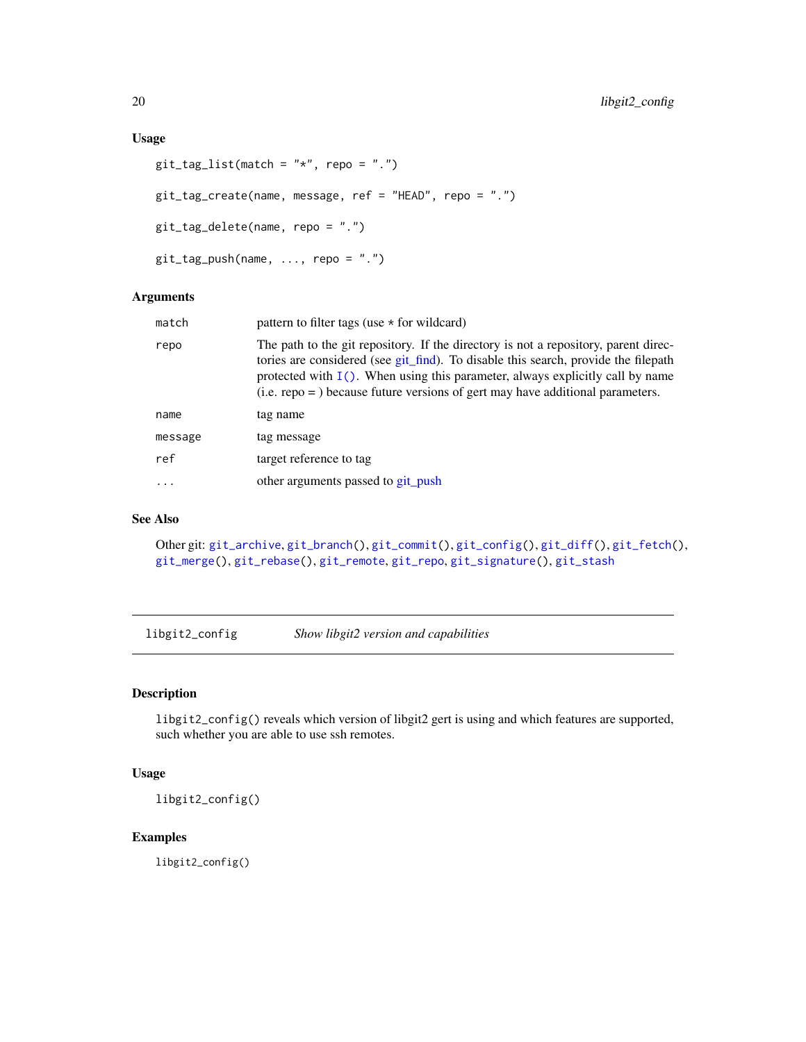### Usage

```
git_tag_list(match = "*", repo = ".")

git_tag_create(name, message, ref = "HEAD", repo = ".")

git_tag_delete(name, repo = ".")

git_tag_push(name, ..., repo = ".")
```

### Arguments

| | |
|---|---|
| match | pattern to filter tags (use * for wildcard) |
| repo | The path to the git repository. If the directory is not a repository, parent directories are considered (see git_find). To disable this search, provide the filepath protected with `I()`. When using this parameter, always explicitly call by name (i.e. repo = ) because future versions of gert may have additional parameters. |
| name | tag name |
| message | tag message |
| ref | target reference to tag |
| ... | other arguments passed to git_push |

### See Also

Other git: `git_archive`, `git_branch()`, `git_commit()`, `git_config()`, `git_diff()`, `git_fetch()`, `git_merge()`, `git_rebase()`, `git_remote`, `git_repo`, `git_signature()`, `git_stash`

---

## libgit2_config — *Show libgit2 version and capabilities*

### Description

`libgit2_config()` reveals which version of libgit2 gert is using and which features are supported, such whether you are able to use ssh remotes.

### Usage

```
libgit2_config()
```

### Examples

```
libgit2_config()
```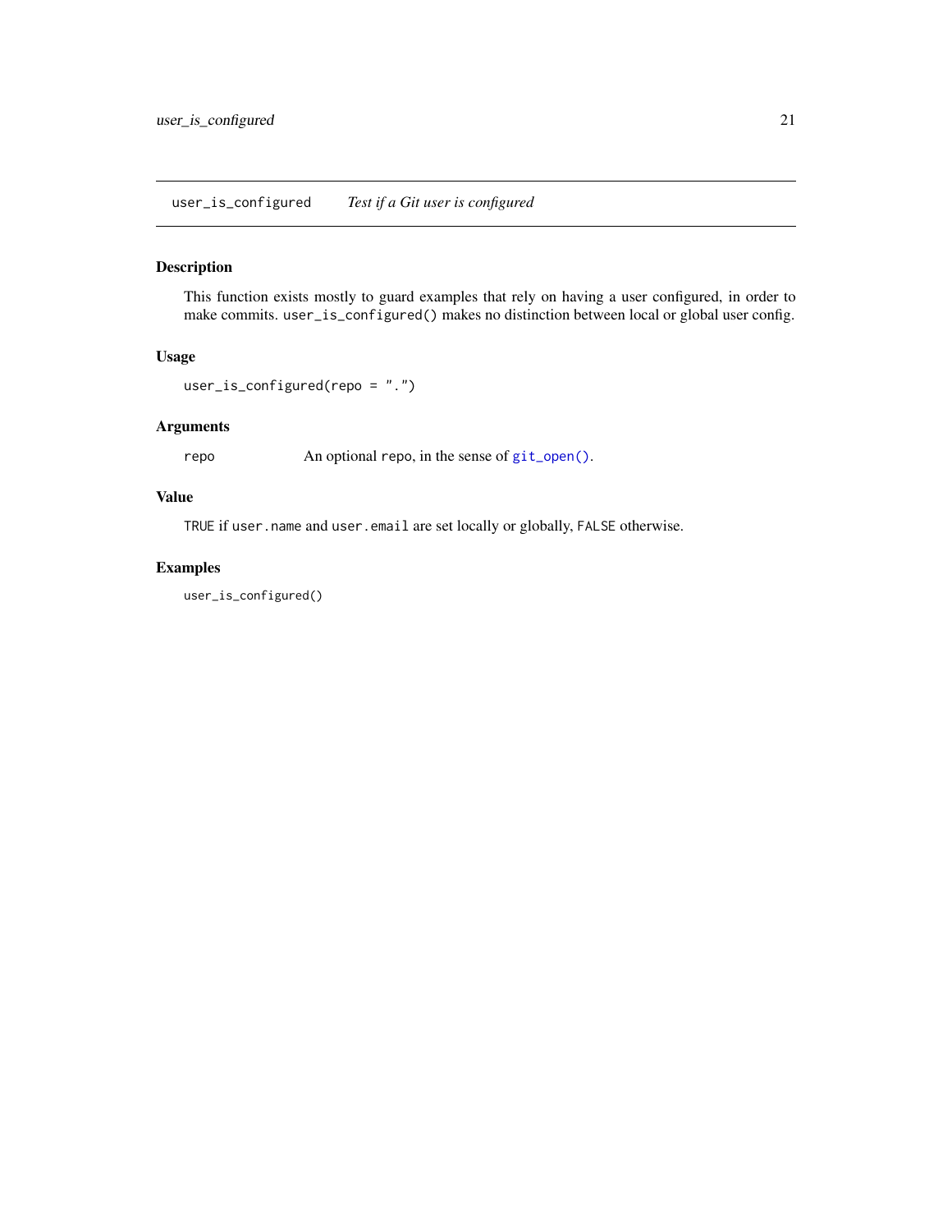## user_is_configured — *Test if a Git user is configured*

### Description

This function exists mostly to guard examples that rely on having a user configured, in order to make commits. `user_is_configured()` makes no distinction between local or global user config.

### Usage

```
user_is_configured(repo = ".")
```

### Arguments

| | |
|---|---|
| `repo` | An optional `repo`, in the sense of `git_open()`. |

### Value

`TRUE` if `user.name` and `user.email` are set locally or globally, `FALSE` otherwise.

### Examples

```
user_is_configured()
```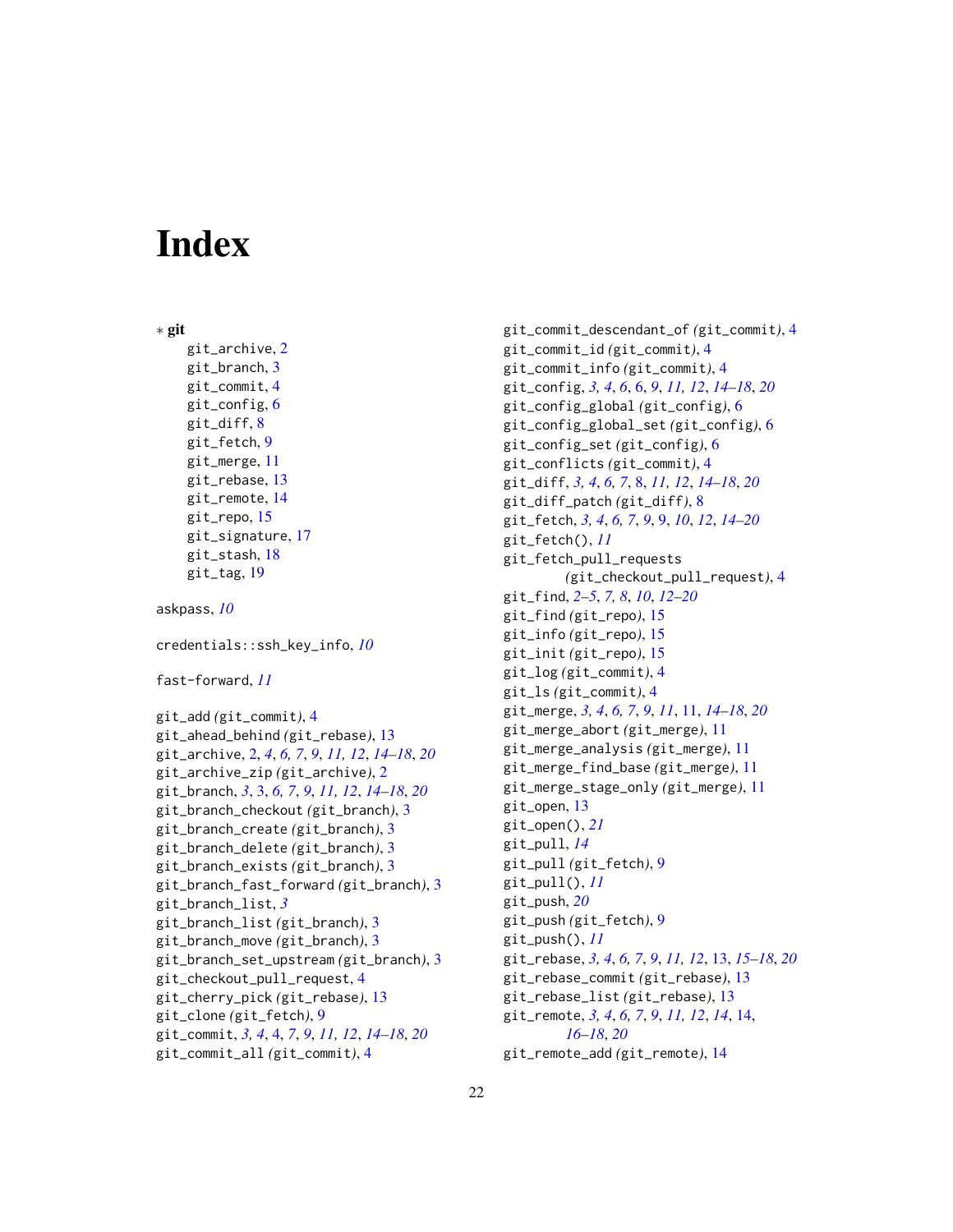# Index

* **git**
  - git_archive, 2
  - git_branch, 3
  - git_commit, 4
  - git_config, 6
  - git_diff, 8
  - git_fetch, 9
  - git_merge, 11
  - git_rebase, 13
  - git_remote, 14
  - git_repo, 15
  - git_signature, 17
  - git_stash, 18
  - git_tag, 19

askpass, *10*

credentials::ssh_key_info, *10*

fast-forward, *11*

git_add *(git_commit)*, 4
git_ahead_behind *(git_rebase)*, 13
git_archive, 2, *4*, *6, 7*, *9*, *11, 12*, *14–18*, *20*
git_archive_zip *(git_archive)*, 2
git_branch, *3*, 3, *6, 7*, *9*, *11, 12*, *14–18*, *20*
git_branch_checkout *(git_branch)*, 3
git_branch_create *(git_branch)*, 3
git_branch_delete *(git_branch)*, 3
git_branch_exists *(git_branch)*, 3
git_branch_fast_forward *(git_branch)*, 3
git_branch_list, *3*
git_branch_list *(git_branch)*, 3
git_branch_move *(git_branch)*, 3
git_branch_set_upstream *(git_branch)*, 3
git_checkout_pull_request, 4
git_cherry_pick *(git_rebase)*, 13
git_clone *(git_fetch)*, 9
git_commit, *3, 4*, 4, *7*, *9*, *11, 12*, *14–18*, *20*
git_commit_all *(git_commit)*, 4
git_commit_descendant_of *(git_commit)*, 4
git_commit_id *(git_commit)*, 4
git_commit_info *(git_commit)*, 4
git_config, *3, 4*, *6*, 6, *9*, *11, 12*, *14–18*, *20*
git_config_global *(git_config)*, 6
git_config_global_set *(git_config)*, 6
git_config_set *(git_config)*, 6
git_conflicts *(git_commit)*, 4
git_diff, *3, 4*, *6, 7*, 8, *11, 12*, *14–18*, *20*
git_diff_patch *(git_diff)*, 8
git_fetch, *3, 4*, *6, 7*, *9*, 9, *10*, *12*, *14–20*
git_fetch(), *11*
git_fetch_pull_requests *(git_checkout_pull_request)*, 4
git_find, *2–5*, *7, 8*, *10*, *12–20*
git_find *(git_repo)*, 15
git_info *(git_repo)*, 15
git_init *(git_repo)*, 15
git_log *(git_commit)*, 4
git_ls *(git_commit)*, 4
git_merge, *3, 4*, *6, 7*, *9*, *11*, 11, *14–18*, *20*
git_merge_abort *(git_merge)*, 11
git_merge_analysis *(git_merge)*, 11
git_merge_find_base *(git_merge)*, 11
git_merge_stage_only *(git_merge)*, 11
git_open, 13
git_open(), *21*
git_pull, *14*
git_pull *(git_fetch)*, 9
git_pull(), *11*
git_push, *20*
git_push *(git_fetch)*, 9
git_push(), *11*
git_rebase, *3, 4*, *6, 7*, *9*, *11, 12*, 13, *15–18*, *20*
git_rebase_commit *(git_rebase)*, 13
git_rebase_list *(git_rebase)*, 13
git_remote, *3, 4*, *6, 7*, *9*, *11, 12*, *14*, 14, *16–18*, *20*
git_remote_add *(git_remote)*, 14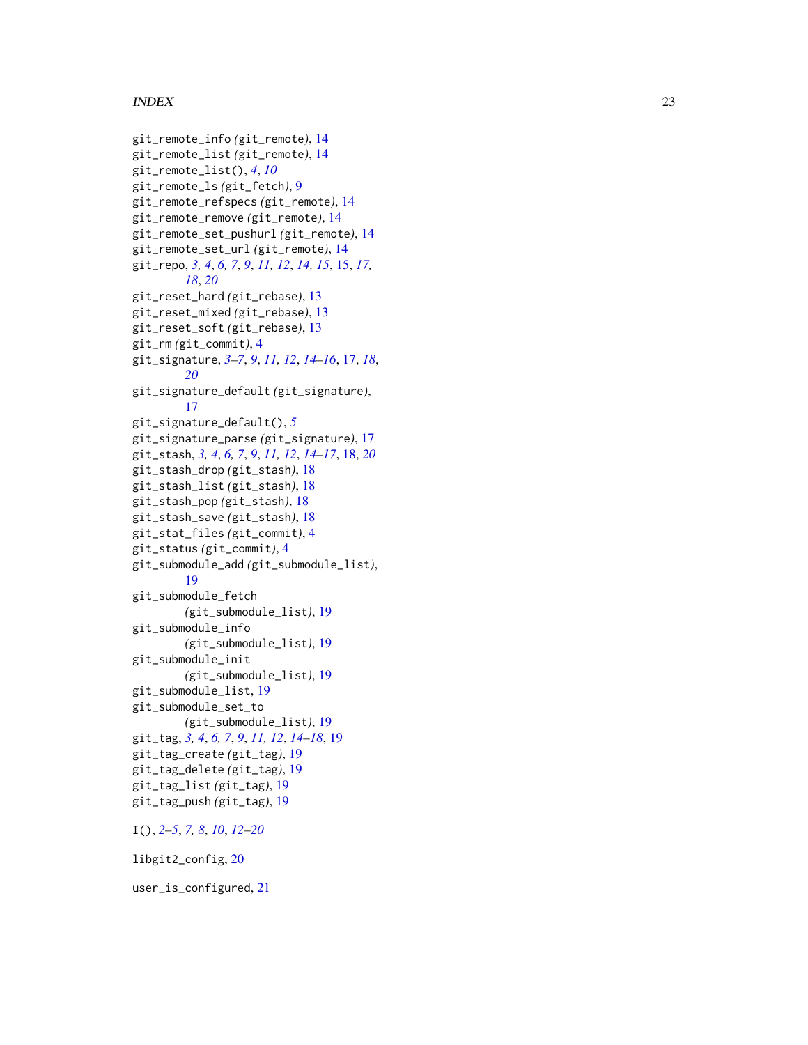git_remote_info *(*git_remote*)*, 14
git_remote_list *(*git_remote*)*, 14
git_remote_list(), *4*, *10*
git_remote_ls *(*git_fetch*)*, 9
git_remote_refspecs *(*git_remote*)*, 14
git_remote_remove *(*git_remote*)*, 14
git_remote_set_pushurl *(*git_remote*)*, 14
git_remote_set_url *(*git_remote*)*, 14
git_repo, *3, 4*, *6, 7*, *9*, *11, 12*, *14, 15*, 15, *17, 18*, *20*
git_reset_hard *(*git_rebase*)*, 13
git_reset_mixed *(*git_rebase*)*, 13
git_reset_soft *(*git_rebase*)*, 13
git_rm *(*git_commit*)*, 4
git_signature, *3–7*, *9*, *11, 12*, *14–16*, 17, *18*, *20*
git_signature_default *(*git_signature*)*, 17
git_signature_default(), *5*
git_signature_parse *(*git_signature*)*, 17
git_stash, *3, 4*, *6, 7*, *9*, *11, 12*, *14–17*, 18, *20*
git_stash_drop *(*git_stash*)*, 18
git_stash_list *(*git_stash*)*, 18
git_stash_pop *(*git_stash*)*, 18
git_stash_save *(*git_stash*)*, 18
git_stat_files *(*git_commit*)*, 4
git_status *(*git_commit*)*, 4
git_submodule_add *(*git_submodule_list*)*, 19
git_submodule_fetch *(*git_submodule_list*)*, 19
git_submodule_info *(*git_submodule_list*)*, 19
git_submodule_init *(*git_submodule_list*)*, 19
git_submodule_list, 19
git_submodule_set_to *(*git_submodule_list*)*, 19
git_tag, *3, 4*, *6, 7*, *9*, *11, 12*, *14–18*, 19
git_tag_create *(*git_tag*)*, 19
git_tag_delete *(*git_tag*)*, 19
git_tag_list *(*git_tag*)*, 19
git_tag_push *(*git_tag*)*, 19

I(), *2–5*, *7, 8*, *10*, *12–20*

libgit2_config, 20

user_is_configured, 21